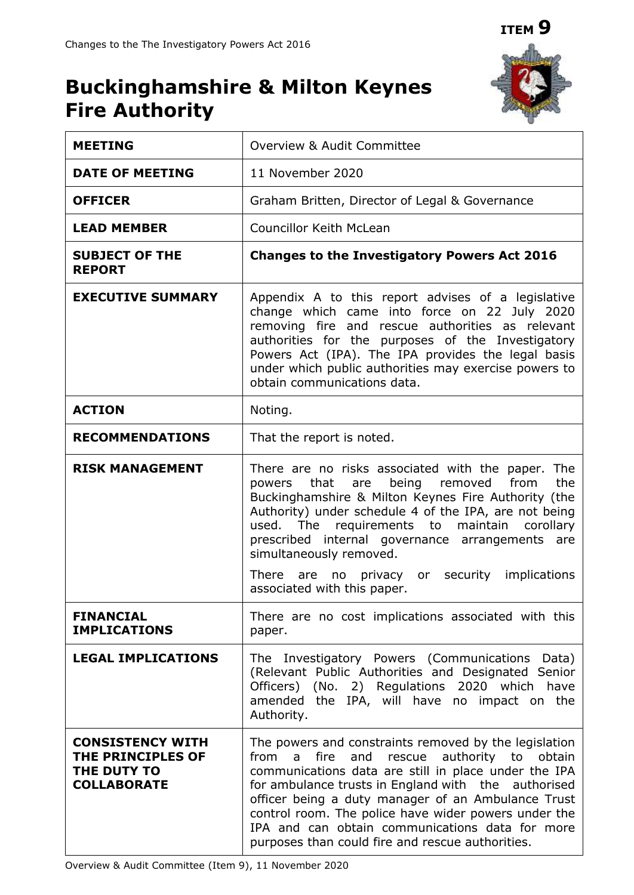**ITEM 9**

# Buckinghamshire & Milton Keynes Fire Authority

| | |
|---|---|
| **MEETING** | Overview & Audit Committee |
| **DATE OF MEETING** | 11 November 2020 |
| **OFFICER** | Graham Britten, Director of Legal & Governance |
| **LEAD MEMBER** | Councillor Keith McLean |
| **SUBJECT OF THE REPORT** | **Changes to the Investigatory Powers Act 2016** |
| **EXECUTIVE SUMMARY** | Appendix A to this report advises of a legislative change which came into force on 22 July 2020 removing fire and rescue authorities as relevant authorities for the purposes of the Investigatory Powers Act (IPA). The IPA provides the legal basis under which public authorities may exercise powers to obtain communications data. |
| **ACTION** | Noting. |
| **RECOMMENDATIONS** | That the report is noted. |
| **RISK MANAGEMENT** | There are no risks associated with the paper. The powers that are being removed from the Buckinghamshire & Milton Keynes Fire Authority (the Authority) under schedule 4 of the IPA, are not being used. The requirements to maintain corollary prescribed internal governance arrangements are simultaneously removed.<br><br>There are no privacy or security implications associated with this paper. |
| **FINANCIAL IMPLICATIONS** | There are no cost implications associated with this paper. |
| **LEGAL IMPLICATIONS** | The Investigatory Powers (Communications Data) (Relevant Public Authorities and Designated Senior Officers) (No. 2) Regulations 2020 which have amended the IPA, will have no impact on the Authority. |
| **CONSISTENCY WITH THE PRINCIPLES OF THE DUTY TO COLLABORATE** | The powers and constraints removed by the legislation from a fire and rescue authority to obtain communications data are still in place under the IPA for ambulance trusts in England with the authorised officer being a duty manager of an Ambulance Trust control room. The police have wider powers under the IPA and can obtain communications data for more purposes than could fire and rescue authorities. |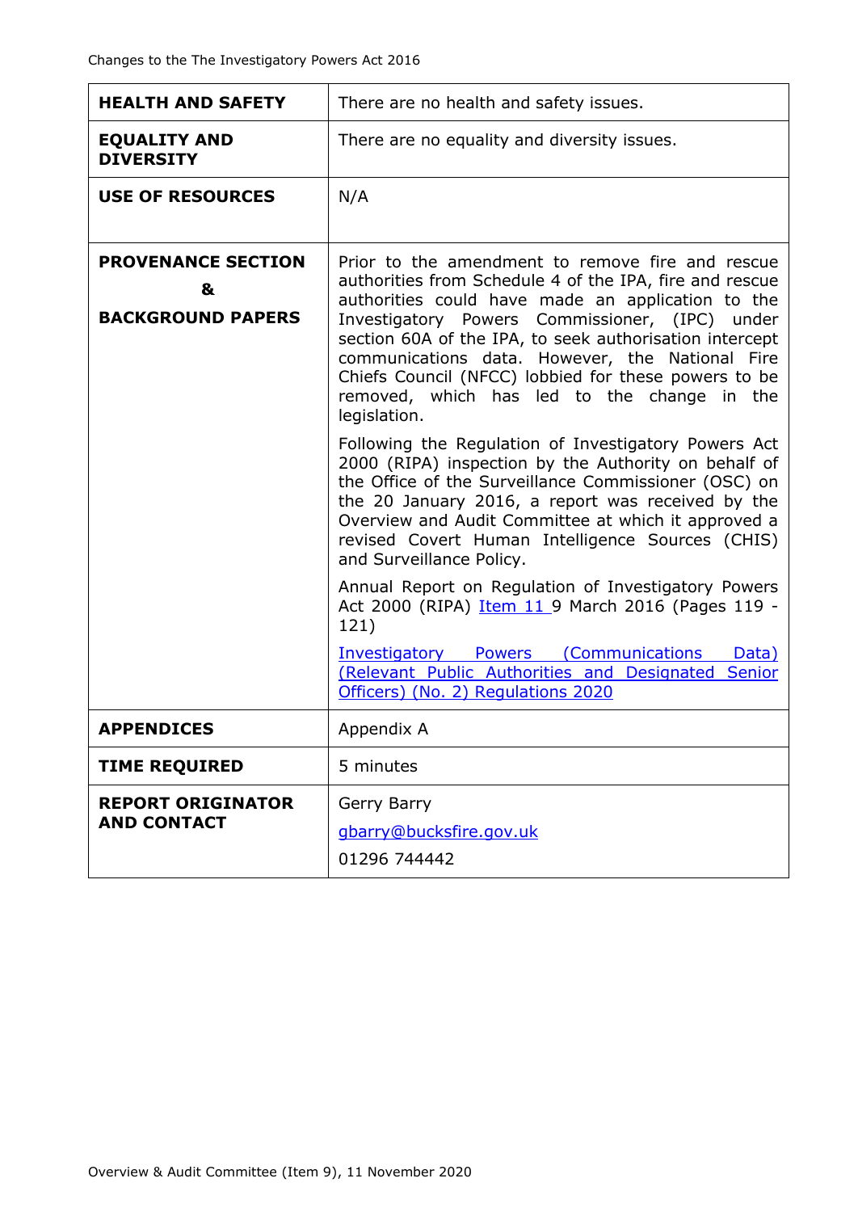| | |
|---|---|
| **HEALTH AND SAFETY** | There are no health and safety issues. |
| **EQUALITY AND DIVERSITY** | There are no equality and diversity issues. |
| **USE OF RESOURCES** | N/A |
| **PROVENANCE SECTION & BACKGROUND PAPERS** | Prior to the amendment to remove fire and rescue authorities from Schedule 4 of the IPA, fire and rescue authorities could have made an application to the Investigatory Powers Commissioner, (IPC) under section 60A of the IPA, to seek authorisation intercept communications data. However, the National Fire Chiefs Council (NFCC) lobbied for these powers to be removed, which has led to the change in the legislation.<br><br>Following the Regulation of Investigatory Powers Act 2000 (RIPA) inspection by the Authority on behalf of the Office of the Surveillance Commissioner (OSC) on the 20 January 2016, a report was received by the Overview and Audit Committee at which it approved a revised Covert Human Intelligence Sources (CHIS) and Surveillance Policy.<br><br>Annual Report on Regulation of Investigatory Powers Act 2000 (RIPA) Item 11 9 March 2016 (Pages 119 - 121)<br><br>Investigatory Powers (Communications Data) (Relevant Public Authorities and Designated Senior Officers) (No. 2) Regulations 2020 |
| **APPENDICES** | Appendix A |
| **TIME REQUIRED** | 5 minutes |
| **REPORT ORIGINATOR AND CONTACT** | Gerry Barry<br>gbarry@bucksfire.gov.uk<br>01296 744442 |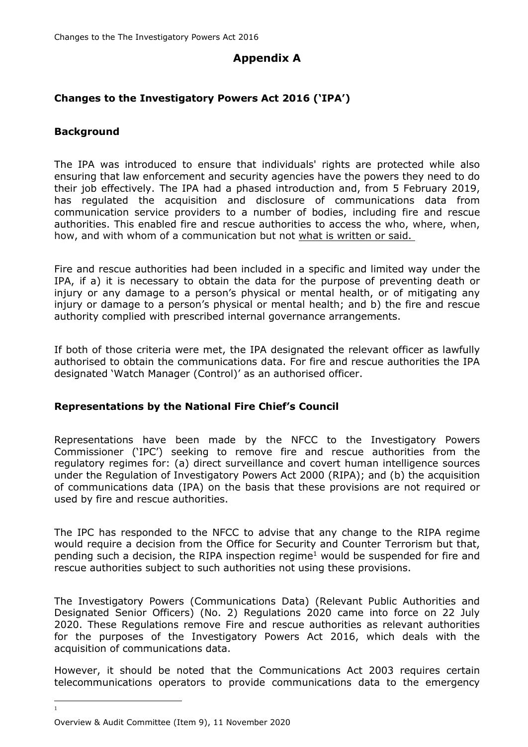# Appendix A

## Changes to the Investigatory Powers Act 2016 ('IPA')

### Background

The IPA was introduced to ensure that individuals' rights are protected while also ensuring that law enforcement and security agencies have the powers they need to do their job effectively. The IPA had a phased introduction and, from 5 February 2019, has regulated the acquisition and disclosure of communications data from communication service providers to a number of bodies, including fire and rescue authorities. This enabled fire and rescue authorities to access the who, where, when, how, and with whom of a communication but not what is written or said.

Fire and rescue authorities had been included in a specific and limited way under the IPA, if a) it is necessary to obtain the data for the purpose of preventing death or injury or any damage to a person's physical or mental health, or of mitigating any injury or damage to a person's physical or mental health; and b) the fire and rescue authority complied with prescribed internal governance arrangements.

If both of those criteria were met, the IPA designated the relevant officer as lawfully authorised to obtain the communications data. For fire and rescue authorities the IPA designated 'Watch Manager (Control)' as an authorised officer.

### Representations by the National Fire Chief's Council

Representations have been made by the NFCC to the Investigatory Powers Commissioner ('IPC') seeking to remove fire and rescue authorities from the regulatory regimes for: (a) direct surveillance and covert human intelligence sources under the Regulation of Investigatory Powers Act 2000 (RIPA); and (b) the acquisition of communications data (IPA) on the basis that these provisions are not required or used by fire and rescue authorities.

The IPC has responded to the NFCC to advise that any change to the RIPA regime would require a decision from the Office for Security and Counter Terrorism but that, pending such a decision, the RIPA inspection regime[1] would be suspended for fire and rescue authorities subject to such authorities not using these provisions.

The Investigatory Powers (Communications Data) (Relevant Public Authorities and Designated Senior Officers) (No. 2) Regulations 2020 came into force on 22 July 2020. These Regulations remove Fire and rescue authorities as relevant authorities for the purposes of the Investigatory Powers Act 2016, which deals with the acquisition of communications data.

However, it should be noted that the Communications Act 2003 requires certain telecommunications operators to provide communications data to the emergency

[1]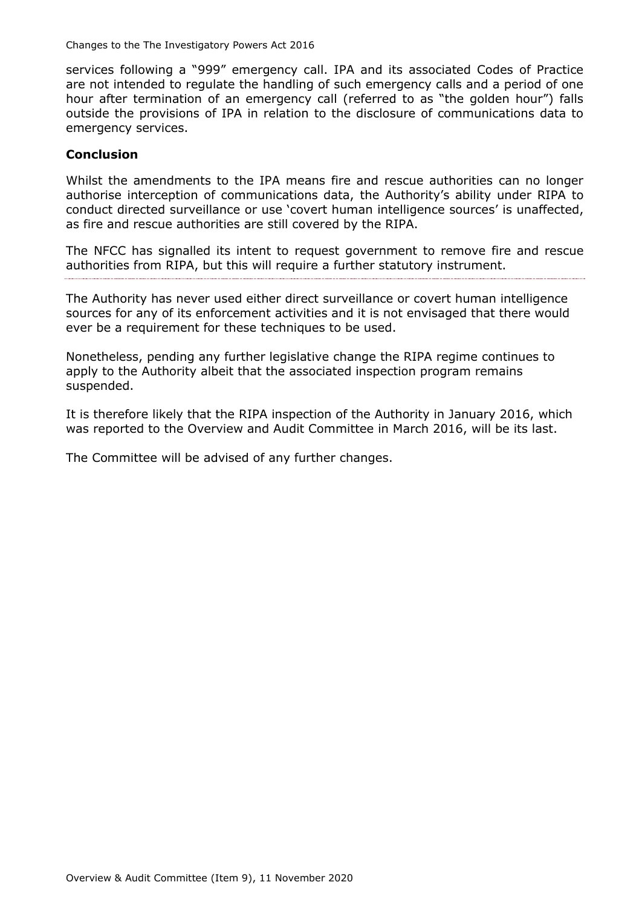services following a "999" emergency call. IPA and its associated Codes of Practice are not intended to regulate the handling of such emergency calls and a period of one hour after termination of an emergency call (referred to as "the golden hour") falls outside the provisions of IPA in relation to the disclosure of communications data to emergency services.

## Conclusion

Whilst the amendments to the IPA means fire and rescue authorities can no longer authorise interception of communications data, the Authority's ability under RIPA to conduct directed surveillance or use 'covert human intelligence sources' is unaffected, as fire and rescue authorities are still covered by the RIPA.

The NFCC has signalled its intent to request government to remove fire and rescue authorities from RIPA, but this will require a further statutory instrument.

The Authority has never used either direct surveillance or covert human intelligence sources for any of its enforcement activities and it is not envisaged that there would ever be a requirement for these techniques to be used.

Nonetheless, pending any further legislative change the RIPA regime continues to apply to the Authority albeit that the associated inspection program remains suspended.

It is therefore likely that the RIPA inspection of the Authority in January 2016, which was reported to the Overview and Audit Committee in March 2016, will be its last.

The Committee will be advised of any further changes.